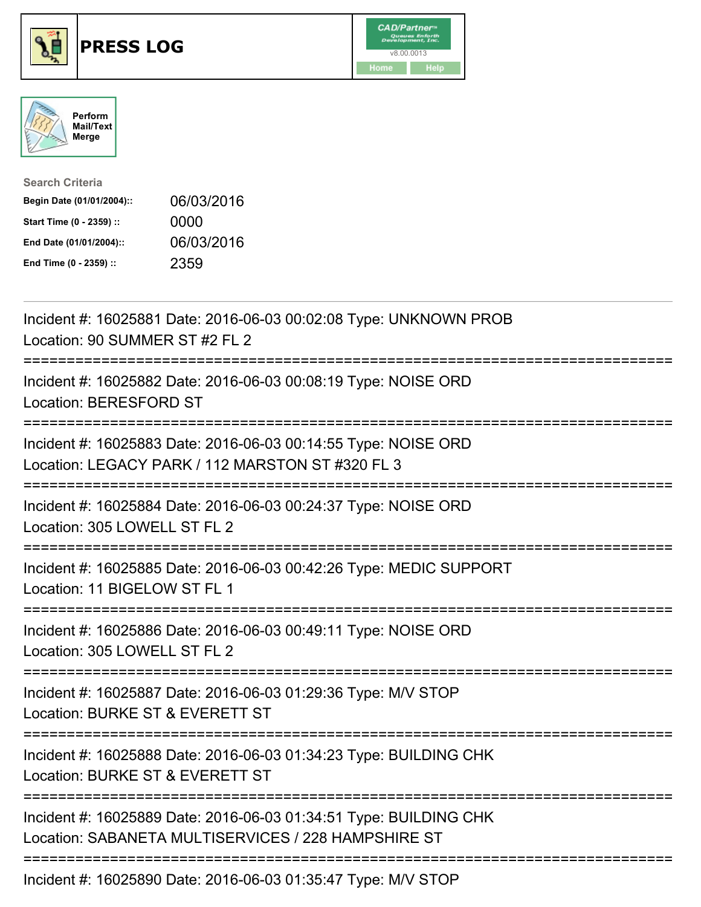# PRESS LOG

CAD/Partner
v8.00.0013
Home Help

Perform Mail/Text Merge

**Search Criteria**

| | |
|---|---|
| **Begin Date (01/01/2004)::** | 06/03/2016 |
| **Start Time (0 - 2359) ::** | 0000 |
| **End Date (01/01/2004)::** | 06/03/2016 |
| **End Time (0 - 2359) ::** | 2359 |

---

Incident #: 16025881 Date: 2016-06-03 00:02:08 Type: UNKNOWN PROB
Location: 90 SUMMER ST #2 FL 2

===========================================================================

Incident #: 16025882 Date: 2016-06-03 00:08:19 Type: NOISE ORD
Location: BERESFORD ST

===========================================================================

Incident #: 16025883 Date: 2016-06-03 00:14:55 Type: NOISE ORD
Location: LEGACY PARK / 112 MARSTON ST #320 FL 3

===========================================================================

Incident #: 16025884 Date: 2016-06-03 00:24:37 Type: NOISE ORD
Location: 305 LOWELL ST FL 2

===========================================================================

Incident #: 16025885 Date: 2016-06-03 00:42:26 Type: MEDIC SUPPORT
Location: 11 BIGELOW ST FL 1

===========================================================================

Incident #: 16025886 Date: 2016-06-03 00:49:11 Type: NOISE ORD
Location: 305 LOWELL ST FL 2

===========================================================================

Incident #: 16025887 Date: 2016-06-03 01:29:36 Type: M/V STOP
Location: BURKE ST & EVERETT ST

===========================================================================

Incident #: 16025888 Date: 2016-06-03 01:34:23 Type: BUILDING CHK
Location: BURKE ST & EVERETT ST

===========================================================================

Incident #: 16025889 Date: 2016-06-03 01:34:51 Type: BUILDING CHK
Location: SABANETA MULTISERVICES / 228 HAMPSHIRE ST

===========================================================================

Incident #: 16025890 Date: 2016-06-03 01:35:47 Type: M/V STOP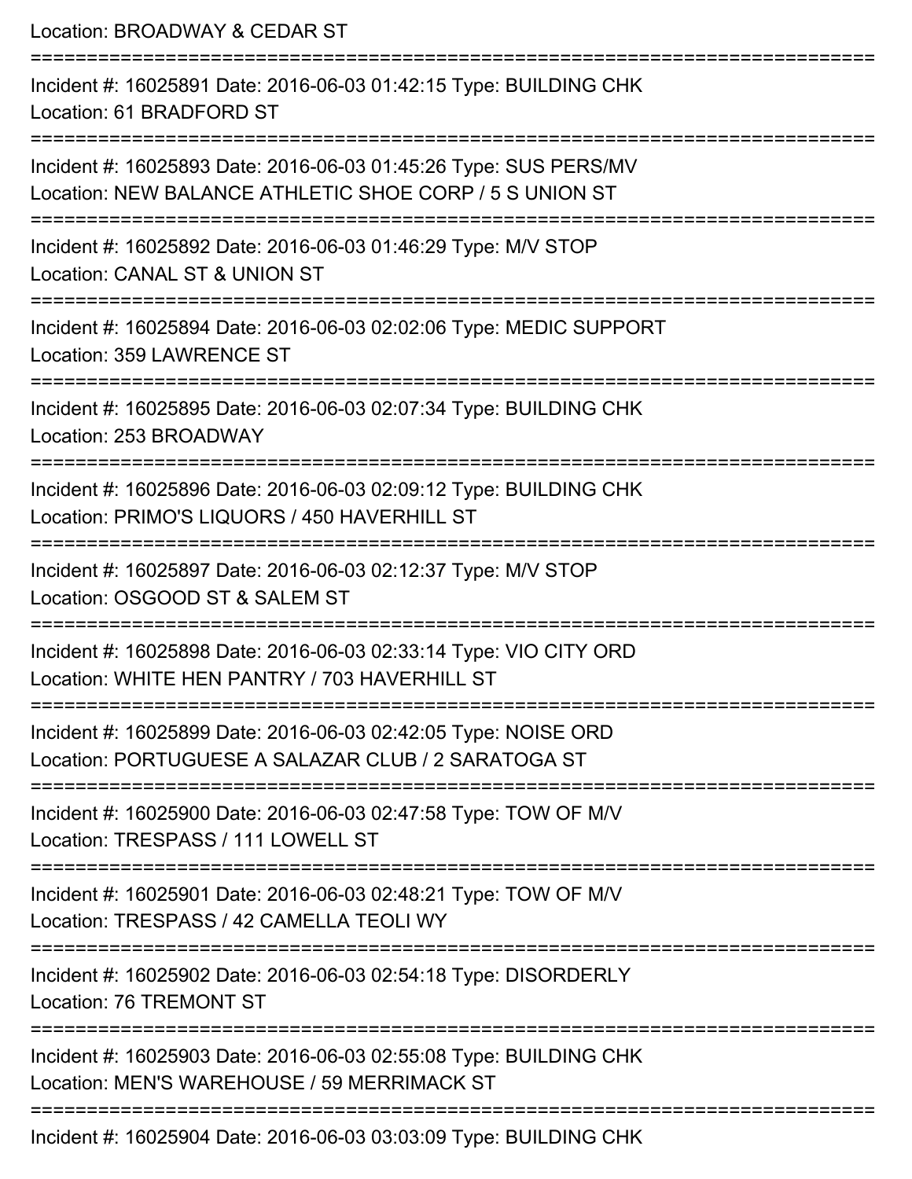Location: BROADWAY & CEDAR ST

===========================================================================

Incident #: 16025891 Date: 2016-06-03 01:42:15 Type: BUILDING CHK
Location: 61 BRADFORD ST

===========================================================================

Incident #: 16025893 Date: 2016-06-03 01:45:26 Type: SUS PERS/MV
Location: NEW BALANCE ATHLETIC SHOE CORP / 5 S UNION ST

===========================================================================

Incident #: 16025892 Date: 2016-06-03 01:46:29 Type: M/V STOP
Location: CANAL ST & UNION ST

===========================================================================

Incident #: 16025894 Date: 2016-06-03 02:02:06 Type: MEDIC SUPPORT
Location: 359 LAWRENCE ST

===========================================================================

Incident #: 16025895 Date: 2016-06-03 02:07:34 Type: BUILDING CHK
Location: 253 BROADWAY

===========================================================================

Incident #: 16025896 Date: 2016-06-03 02:09:12 Type: BUILDING CHK
Location: PRIMO'S LIQUORS / 450 HAVERHILL ST

===========================================================================

Incident #: 16025897 Date: 2016-06-03 02:12:37 Type: M/V STOP
Location: OSGOOD ST & SALEM ST

===========================================================================

Incident #: 16025898 Date: 2016-06-03 02:33:14 Type: VIO CITY ORD
Location: WHITE HEN PANTRY / 703 HAVERHILL ST

===========================================================================

Incident #: 16025899 Date: 2016-06-03 02:42:05 Type: NOISE ORD
Location: PORTUGUESE A SALAZAR CLUB / 2 SARATOGA ST

===========================================================================

Incident #: 16025900 Date: 2016-06-03 02:47:58 Type: TOW OF M/V
Location: TRESPASS / 111 LOWELL ST

===========================================================================

Incident #: 16025901 Date: 2016-06-03 02:48:21 Type: TOW OF M/V
Location: TRESPASS / 42 CAMELLA TEOLI WY

===========================================================================

Incident #: 16025902 Date: 2016-06-03 02:54:18 Type: DISORDERLY
Location: 76 TREMONT ST

===========================================================================

Incident #: 16025903 Date: 2016-06-03 02:55:08 Type: BUILDING CHK
Location: MEN'S WAREHOUSE / 59 MERRIMACK ST

===========================================================================

Incident #: 16025904 Date: 2016-06-03 03:03:09 Type: BUILDING CHK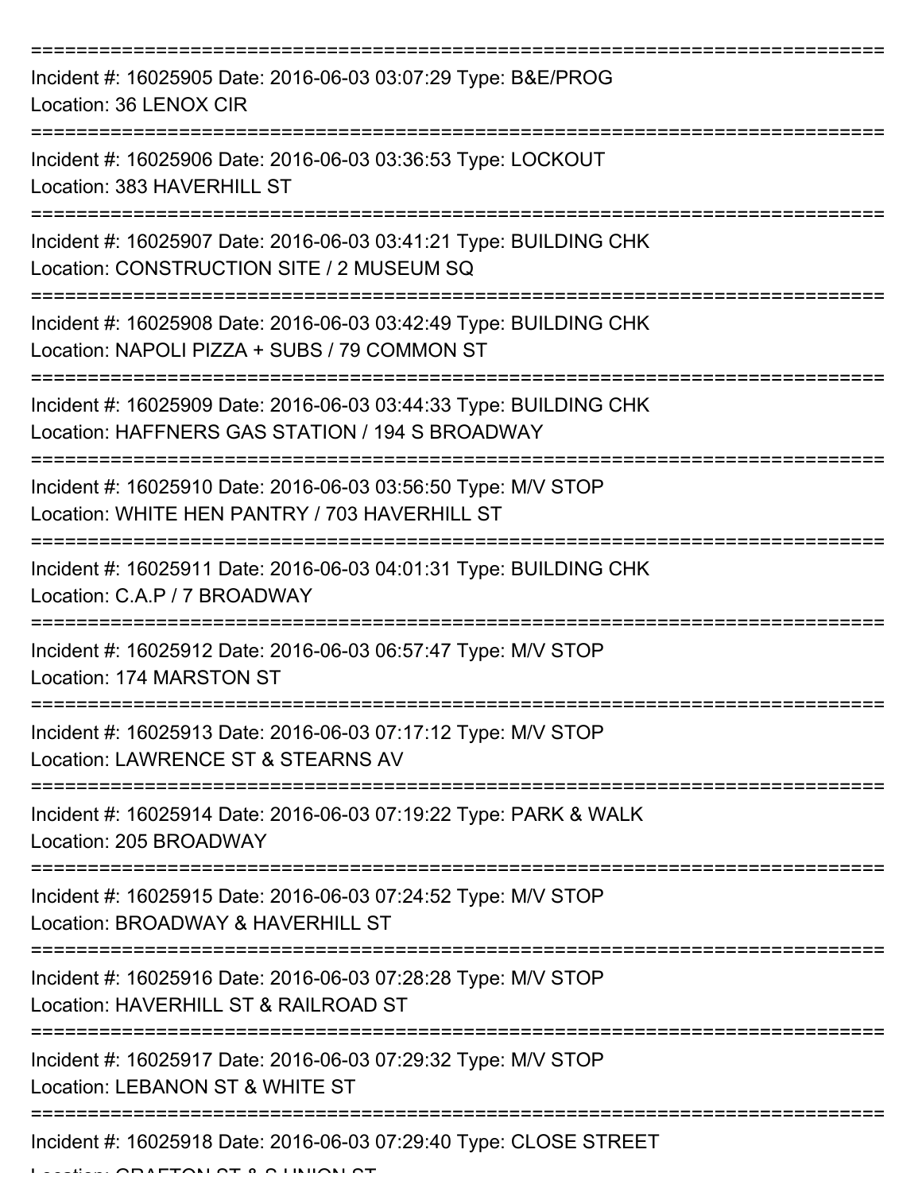===========================================================================

Incident #: 16025905 Date: 2016-06-03 03:07:29 Type: B&E/PROG
Location: 36 LENOX CIR

===========================================================================

Incident #: 16025906 Date: 2016-06-03 03:36:53 Type: LOCKOUT
Location: 383 HAVERHILL ST

===========================================================================

Incident #: 16025907 Date: 2016-06-03 03:41:21 Type: BUILDING CHK
Location: CONSTRUCTION SITE / 2 MUSEUM SQ

===========================================================================

Incident #: 16025908 Date: 2016-06-03 03:42:49 Type: BUILDING CHK
Location: NAPOLI PIZZA + SUBS / 79 COMMON ST

===========================================================================

Incident #: 16025909 Date: 2016-06-03 03:44:33 Type: BUILDING CHK
Location: HAFFNERS GAS STATION / 194 S BROADWAY

===========================================================================

Incident #: 16025910 Date: 2016-06-03 03:56:50 Type: M/V STOP
Location: WHITE HEN PANTRY / 703 HAVERHILL ST

===========================================================================

Incident #: 16025911 Date: 2016-06-03 04:01:31 Type: BUILDING CHK
Location: C.A.P / 7 BROADWAY

===========================================================================

Incident #: 16025912 Date: 2016-06-03 06:57:47 Type: M/V STOP
Location: 174 MARSTON ST

===========================================================================

Incident #: 16025913 Date: 2016-06-03 07:17:12 Type: M/V STOP
Location: LAWRENCE ST & STEARNS AV

===========================================================================

Incident #: 16025914 Date: 2016-06-03 07:19:22 Type: PARK & WALK
Location: 205 BROADWAY

===========================================================================

Incident #: 16025915 Date: 2016-06-03 07:24:52 Type: M/V STOP
Location: BROADWAY & HAVERHILL ST

===========================================================================

Incident #: 16025916 Date: 2016-06-03 07:28:28 Type: M/V STOP
Location: HAVERHILL ST & RAILROAD ST

===========================================================================

Incident #: 16025917 Date: 2016-06-03 07:29:32 Type: M/V STOP
Location: LEBANON ST & WHITE ST

===========================================================================

Incident #: 16025918 Date: 2016-06-03 07:29:40 Type: CLOSE STREET
Location: GRAFTON ST & S UNION ST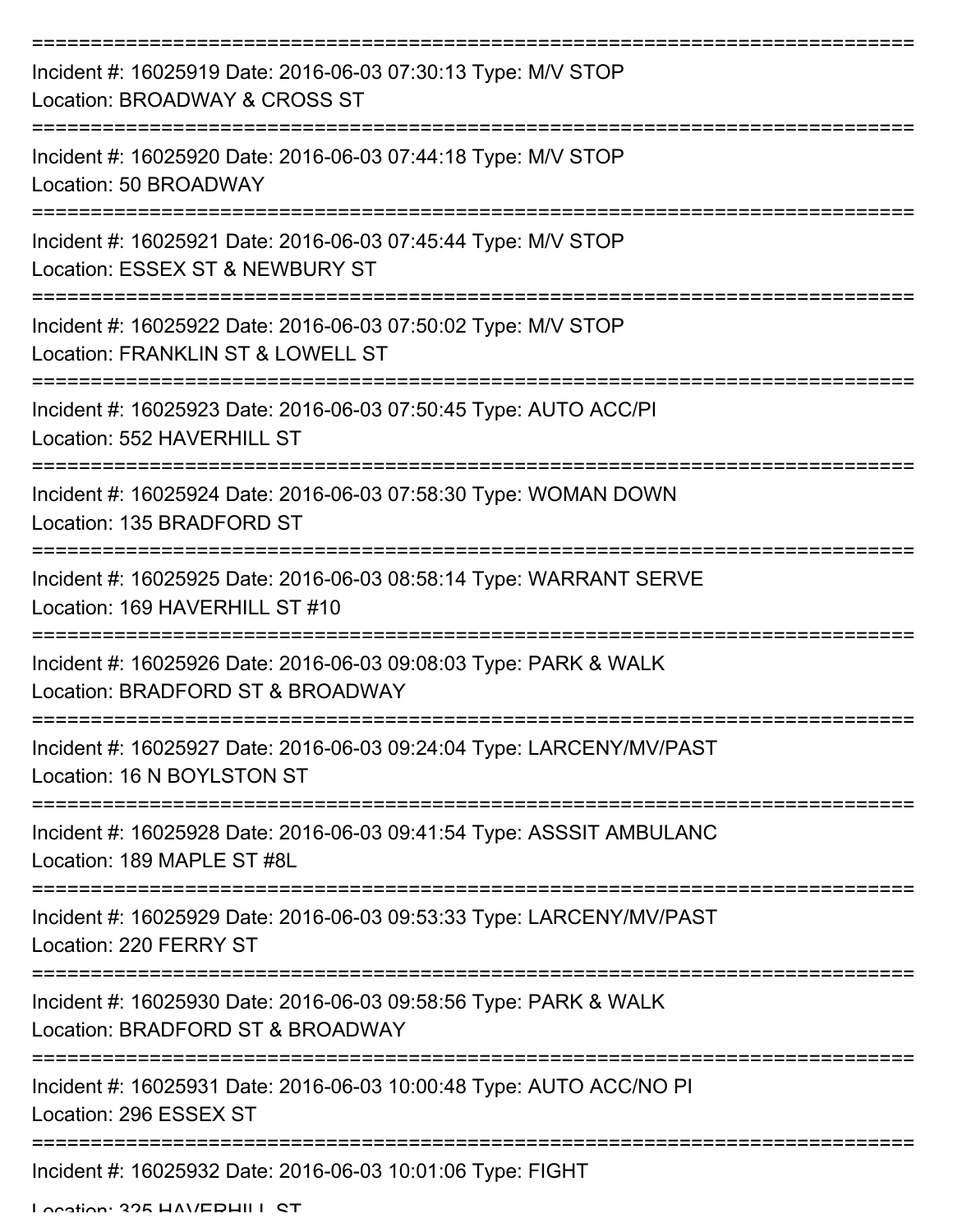===========================================================================

Incident #: 16025919 Date: 2016-06-03 07:30:13 Type: M/V STOP
Location: BROADWAY & CROSS ST

===========================================================================

Incident #: 16025920 Date: 2016-06-03 07:44:18 Type: M/V STOP
Location: 50 BROADWAY

===========================================================================

Incident #: 16025921 Date: 2016-06-03 07:45:44 Type: M/V STOP
Location: ESSEX ST & NEWBURY ST

===========================================================================

Incident #: 16025922 Date: 2016-06-03 07:50:02 Type: M/V STOP
Location: FRANKLIN ST & LOWELL ST

===========================================================================

Incident #: 16025923 Date: 2016-06-03 07:50:45 Type: AUTO ACC/PI
Location: 552 HAVERHILL ST

===========================================================================

Incident #: 16025924 Date: 2016-06-03 07:58:30 Type: WOMAN DOWN
Location: 135 BRADFORD ST

===========================================================================

Incident #: 16025925 Date: 2016-06-03 08:58:14 Type: WARRANT SERVE
Location: 169 HAVERHILL ST #10

===========================================================================

Incident #: 16025926 Date: 2016-06-03 09:08:03 Type: PARK & WALK
Location: BRADFORD ST & BROADWAY

===========================================================================

Incident #: 16025927 Date: 2016-06-03 09:24:04 Type: LARCENY/MV/PAST
Location: 16 N BOYLSTON ST

===========================================================================

Incident #: 16025928 Date: 2016-06-03 09:41:54 Type: ASSSIT AMBULANC
Location: 189 MAPLE ST #8L

===========================================================================

Incident #: 16025929 Date: 2016-06-03 09:53:33 Type: LARCENY/MV/PAST
Location: 220 FERRY ST

===========================================================================

Incident #: 16025930 Date: 2016-06-03 09:58:56 Type: PARK & WALK
Location: BRADFORD ST & BROADWAY

===========================================================================

Incident #: 16025931 Date: 2016-06-03 10:00:48 Type: AUTO ACC/NO PI
Location: 296 ESSEX ST

===========================================================================

Incident #: 16025932 Date: 2016-06-03 10:01:06 Type: FIGHT
Location: 325 HAVERHILL ST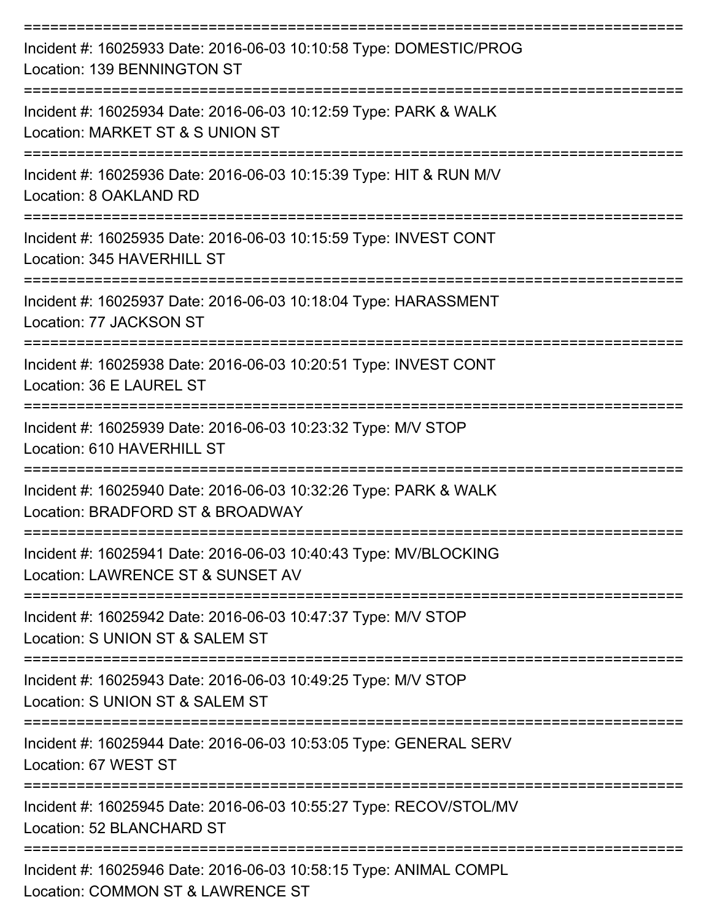===========================================================================

Incident #: 16025933 Date: 2016-06-03 10:10:58 Type: DOMESTIC/PROG
Location: 139 BENNINGTON ST

===========================================================================

Incident #: 16025934 Date: 2016-06-03 10:12:59 Type: PARK & WALK
Location: MARKET ST & S UNION ST

===========================================================================

Incident #: 16025936 Date: 2016-06-03 10:15:39 Type: HIT & RUN M/V
Location: 8 OAKLAND RD

===========================================================================

Incident #: 16025935 Date: 2016-06-03 10:15:59 Type: INVEST CONT
Location: 345 HAVERHILL ST

===========================================================================

Incident #: 16025937 Date: 2016-06-03 10:18:04 Type: HARASSMENT
Location: 77 JACKSON ST

===========================================================================

Incident #: 16025938 Date: 2016-06-03 10:20:51 Type: INVEST CONT
Location: 36 E LAUREL ST

===========================================================================

Incident #: 16025939 Date: 2016-06-03 10:23:32 Type: M/V STOP
Location: 610 HAVERHILL ST

===========================================================================

Incident #: 16025940 Date: 2016-06-03 10:32:26 Type: PARK & WALK
Location: BRADFORD ST & BROADWAY

===========================================================================

Incident #: 16025941 Date: 2016-06-03 10:40:43 Type: MV/BLOCKING
Location: LAWRENCE ST & SUNSET AV

===========================================================================

Incident #: 16025942 Date: 2016-06-03 10:47:37 Type: M/V STOP
Location: S UNION ST & SALEM ST

===========================================================================

Incident #: 16025943 Date: 2016-06-03 10:49:25 Type: M/V STOP
Location: S UNION ST & SALEM ST

===========================================================================

Incident #: 16025944 Date: 2016-06-03 10:53:05 Type: GENERAL SERV
Location: 67 WEST ST

===========================================================================

Incident #: 16025945 Date: 2016-06-03 10:55:27 Type: RECOV/STOL/MV
Location: 52 BLANCHARD ST

===========================================================================

Incident #: 16025946 Date: 2016-06-03 10:58:15 Type: ANIMAL COMPL
Location: COMMON ST & LAWRENCE ST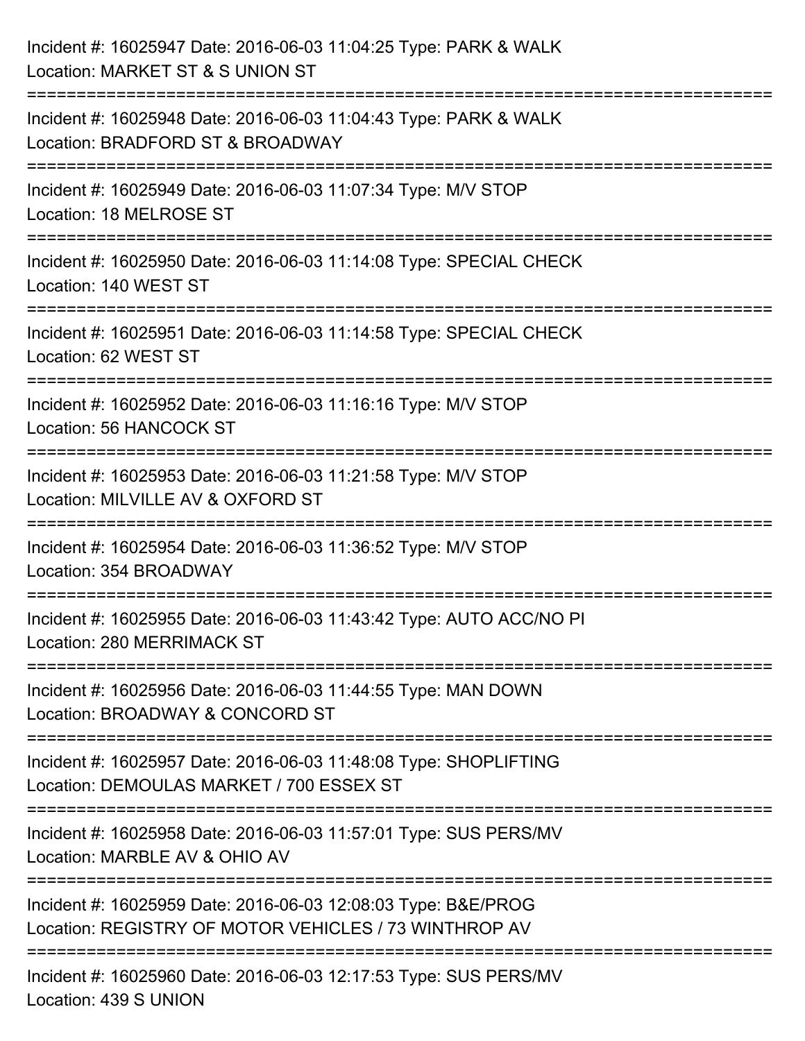Incident #: 16025947 Date: 2016-06-03 11:04:25 Type: PARK & WALK
Location: MARKET ST & S UNION ST

===========================================================================

Incident #: 16025948 Date: 2016-06-03 11:04:43 Type: PARK & WALK
Location: BRADFORD ST & BROADWAY

===========================================================================

Incident #: 16025949 Date: 2016-06-03 11:07:34 Type: M/V STOP
Location: 18 MELROSE ST

===========================================================================

Incident #: 16025950 Date: 2016-06-03 11:14:08 Type: SPECIAL CHECK
Location: 140 WEST ST

===========================================================================

Incident #: 16025951 Date: 2016-06-03 11:14:58 Type: SPECIAL CHECK
Location: 62 WEST ST

===========================================================================

Incident #: 16025952 Date: 2016-06-03 11:16:16 Type: M/V STOP
Location: 56 HANCOCK ST

===========================================================================

Incident #: 16025953 Date: 2016-06-03 11:21:58 Type: M/V STOP
Location: MILVILLE AV & OXFORD ST

===========================================================================

Incident #: 16025954 Date: 2016-06-03 11:36:52 Type: M/V STOP
Location: 354 BROADWAY

===========================================================================

Incident #: 16025955 Date: 2016-06-03 11:43:42 Type: AUTO ACC/NO PI
Location: 280 MERRIMACK ST

===========================================================================

Incident #: 16025956 Date: 2016-06-03 11:44:55 Type: MAN DOWN
Location: BROADWAY & CONCORD ST

===========================================================================

Incident #: 16025957 Date: 2016-06-03 11:48:08 Type: SHOPLIFTING
Location: DEMOULAS MARKET / 700 ESSEX ST

===========================================================================

Incident #: 16025958 Date: 2016-06-03 11:57:01 Type: SUS PERS/MV
Location: MARBLE AV & OHIO AV

===========================================================================

Incident #: 16025959 Date: 2016-06-03 12:08:03 Type: B&E/PROG
Location: REGISTRY OF MOTOR VEHICLES / 73 WINTHROP AV

===========================================================================

Incident #: 16025960 Date: 2016-06-03 12:17:53 Type: SUS PERS/MV
Location: 439 S UNION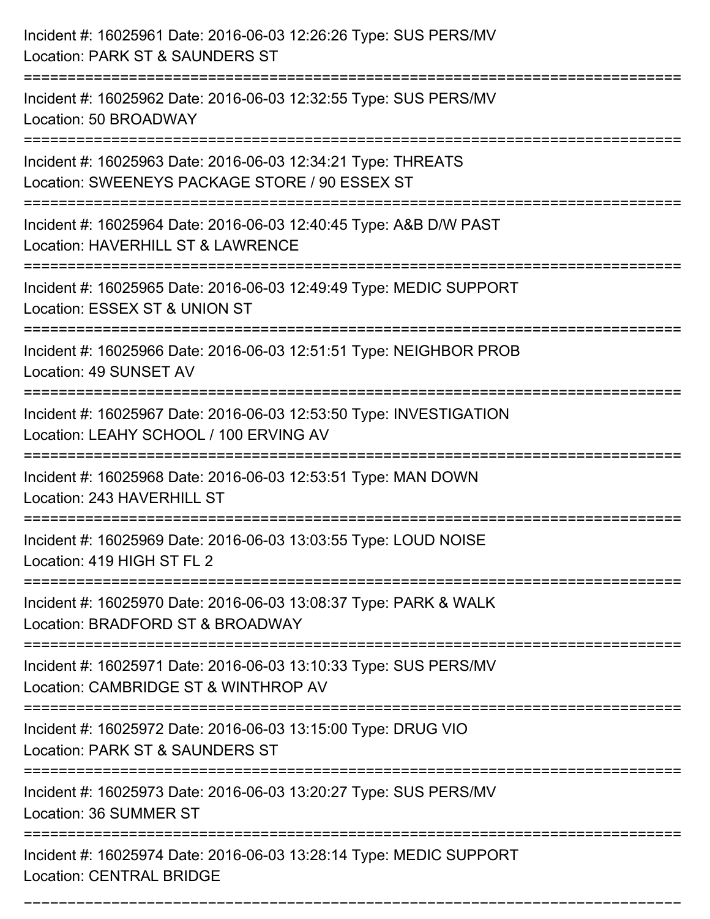Incident #: 16025961 Date: 2016-06-03 12:26:26 Type: SUS PERS/MV
Location: PARK ST & SAUNDERS ST

===========================================================================

Incident #: 16025962 Date: 2016-06-03 12:32:55 Type: SUS PERS/MV
Location: 50 BROADWAY

===========================================================================

Incident #: 16025963 Date: 2016-06-03 12:34:21 Type: THREATS
Location: SWEENEYS PACKAGE STORE / 90 ESSEX ST

===========================================================================

Incident #: 16025964 Date: 2016-06-03 12:40:45 Type: A&B D/W PAST
Location: HAVERHILL ST & LAWRENCE

===========================================================================

Incident #: 16025965 Date: 2016-06-03 12:49:49 Type: MEDIC SUPPORT
Location: ESSEX ST & UNION ST

===========================================================================

Incident #: 16025966 Date: 2016-06-03 12:51:51 Type: NEIGHBOR PROB
Location: 49 SUNSET AV

===========================================================================

Incident #: 16025967 Date: 2016-06-03 12:53:50 Type: INVESTIGATION
Location: LEAHY SCHOOL / 100 ERVING AV

===========================================================================

Incident #: 16025968 Date: 2016-06-03 12:53:51 Type: MAN DOWN
Location: 243 HAVERHILL ST

===========================================================================

Incident #: 16025969 Date: 2016-06-03 13:03:55 Type: LOUD NOISE
Location: 419 HIGH ST FL 2

===========================================================================

Incident #: 16025970 Date: 2016-06-03 13:08:37 Type: PARK & WALK
Location: BRADFORD ST & BROADWAY

===========================================================================

Incident #: 16025971 Date: 2016-06-03 13:10:33 Type: SUS PERS/MV
Location: CAMBRIDGE ST & WINTHROP AV

===========================================================================

Incident #: 16025972 Date: 2016-06-03 13:15:00 Type: DRUG VIO
Location: PARK ST & SAUNDERS ST

===========================================================================

Incident #: 16025973 Date: 2016-06-03 13:20:27 Type: SUS PERS/MV
Location: 36 SUMMER ST

===========================================================================

Incident #: 16025974 Date: 2016-06-03 13:28:14 Type: MEDIC SUPPORT
Location: CENTRAL BRIDGE

===========================================================================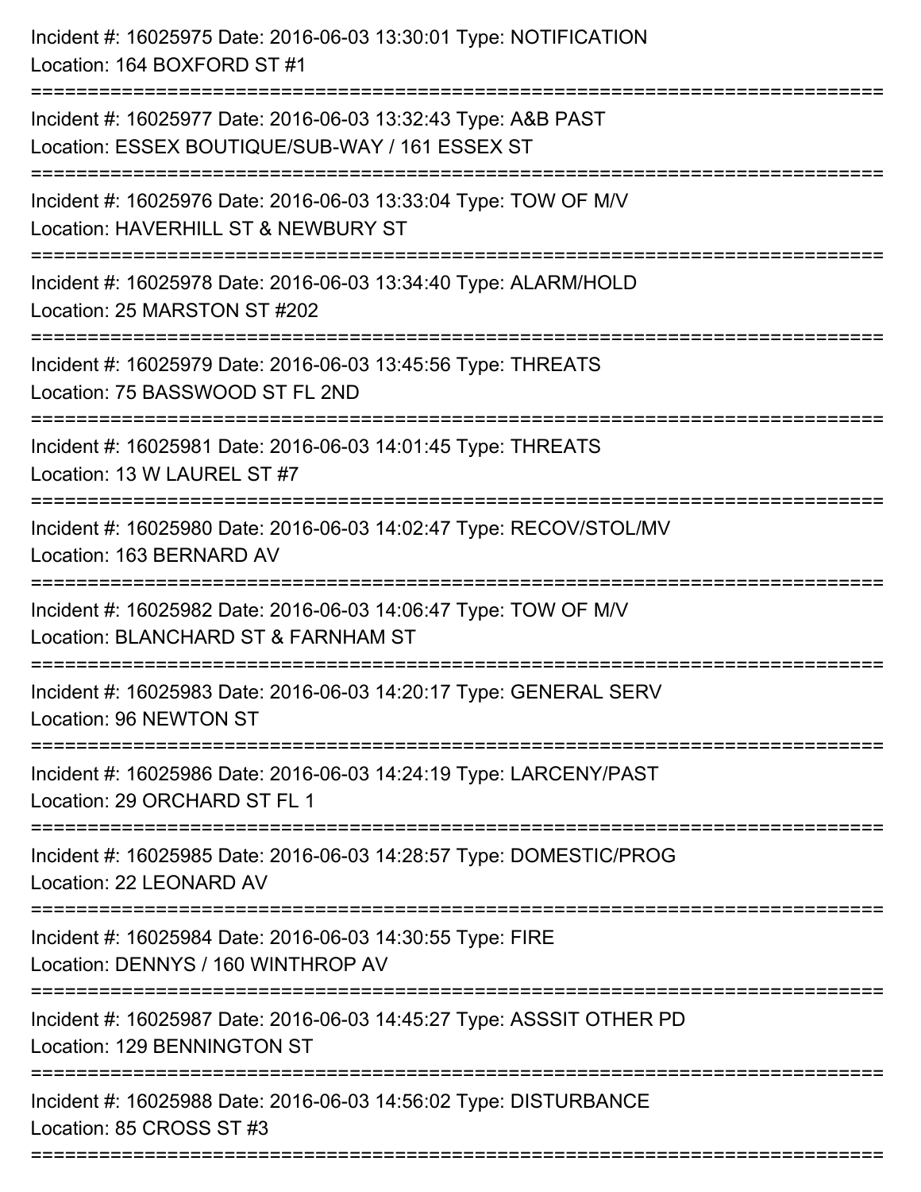Incident #: 16025975 Date: 2016-06-03 13:30:01 Type: NOTIFICATION
Location: 164 BOXFORD ST #1

===========================================================================

Incident #: 16025977 Date: 2016-06-03 13:32:43 Type: A&B PAST
Location: ESSEX BOUTIQUE/SUB-WAY / 161 ESSEX ST

===========================================================================

Incident #: 16025976 Date: 2016-06-03 13:33:04 Type: TOW OF M/V
Location: HAVERHILL ST & NEWBURY ST

===========================================================================

Incident #: 16025978 Date: 2016-06-03 13:34:40 Type: ALARM/HOLD
Location: 25 MARSTON ST #202

===========================================================================

Incident #: 16025979 Date: 2016-06-03 13:45:56 Type: THREATS
Location: 75 BASSWOOD ST FL 2ND

===========================================================================

Incident #: 16025981 Date: 2016-06-03 14:01:45 Type: THREATS
Location: 13 W LAUREL ST #7

===========================================================================

Incident #: 16025980 Date: 2016-06-03 14:02:47 Type: RECOV/STOL/MV
Location: 163 BERNARD AV

===========================================================================

Incident #: 16025982 Date: 2016-06-03 14:06:47 Type: TOW OF M/V
Location: BLANCHARD ST & FARNHAM ST

===========================================================================

Incident #: 16025983 Date: 2016-06-03 14:20:17 Type: GENERAL SERV
Location: 96 NEWTON ST

===========================================================================

Incident #: 16025986 Date: 2016-06-03 14:24:19 Type: LARCENY/PAST
Location: 29 ORCHARD ST FL 1

===========================================================================

Incident #: 16025985 Date: 2016-06-03 14:28:57 Type: DOMESTIC/PROG
Location: 22 LEONARD AV

===========================================================================

Incident #: 16025984 Date: 2016-06-03 14:30:55 Type: FIRE
Location: DENNYS / 160 WINTHROP AV

===========================================================================

Incident #: 16025987 Date: 2016-06-03 14:45:27 Type: ASSSIT OTHER PD
Location: 129 BENNINGTON ST

===========================================================================

Incident #: 16025988 Date: 2016-06-03 14:56:02 Type: DISTURBANCE
Location: 85 CROSS ST #3

===========================================================================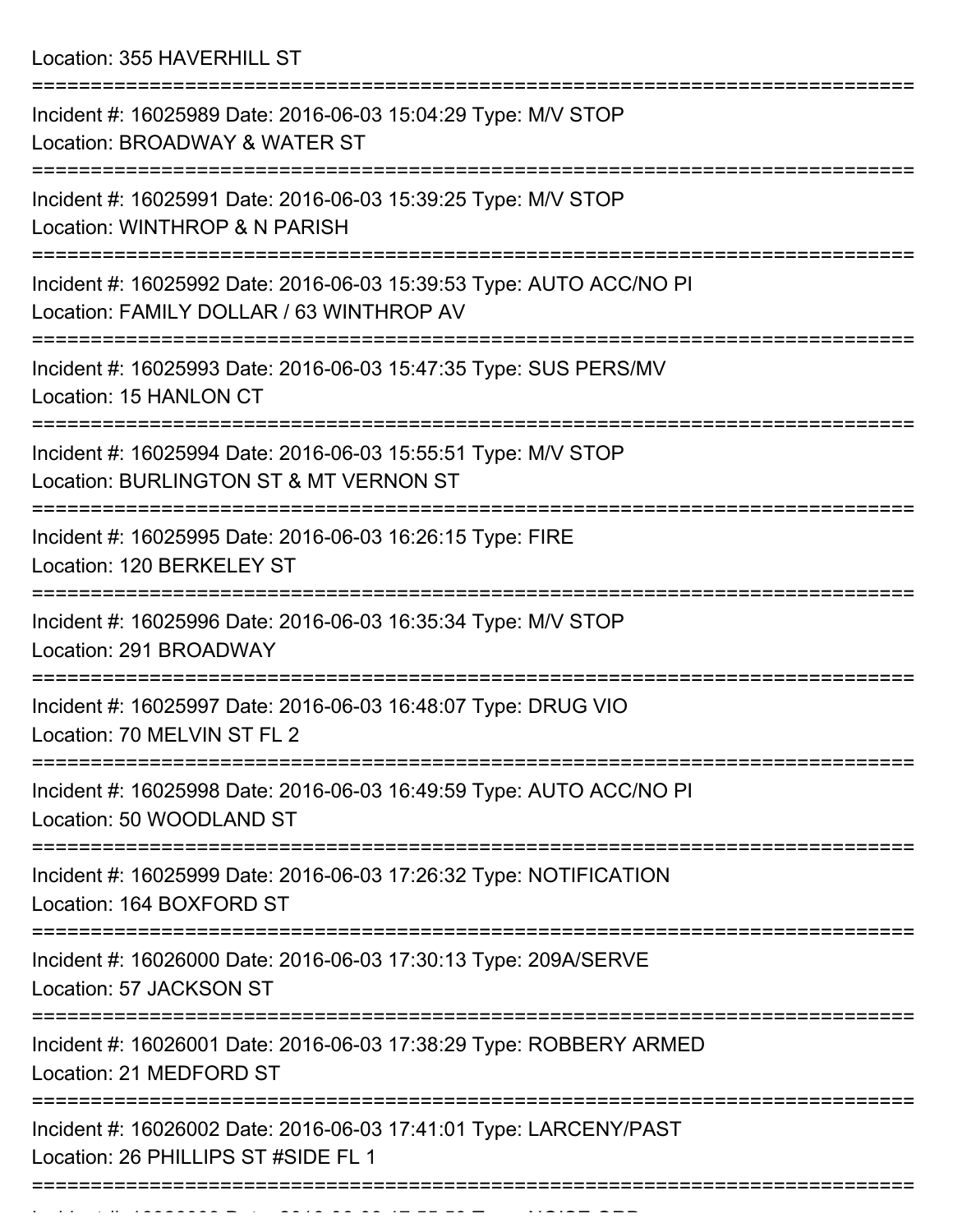Location: 355 HAVERHILL ST

===========================================================================

Incident #: 16025989 Date: 2016-06-03 15:04:29 Type: M/V STOP
Location: BROADWAY & WATER ST

===========================================================================

Incident #: 16025991 Date: 2016-06-03 15:39:25 Type: M/V STOP
Location: WINTHROP & N PARISH

===========================================================================

Incident #: 16025992 Date: 2016-06-03 15:39:53 Type: AUTO ACC/NO PI
Location: FAMILY DOLLAR / 63 WINTHROP AV

===========================================================================

Incident #: 16025993 Date: 2016-06-03 15:47:35 Type: SUS PERS/MV
Location: 15 HANLON CT

===========================================================================

Incident #: 16025994 Date: 2016-06-03 15:55:51 Type: M/V STOP
Location: BURLINGTON ST & MT VERNON ST

===========================================================================

Incident #: 16025995 Date: 2016-06-03 16:26:15 Type: FIRE
Location: 120 BERKELEY ST

===========================================================================

Incident #: 16025996 Date: 2016-06-03 16:35:34 Type: M/V STOP
Location: 291 BROADWAY

===========================================================================

Incident #: 16025997 Date: 2016-06-03 16:48:07 Type: DRUG VIO
Location: 70 MELVIN ST FL 2

===========================================================================

Incident #: 16025998 Date: 2016-06-03 16:49:59 Type: AUTO ACC/NO PI
Location: 50 WOODLAND ST

===========================================================================

Incident #: 16025999 Date: 2016-06-03 17:26:32 Type: NOTIFICATION
Location: 164 BOXFORD ST

===========================================================================

Incident #: 16026000 Date: 2016-06-03 17:30:13 Type: 209A/SERVE
Location: 57 JACKSON ST

===========================================================================

Incident #: 16026001 Date: 2016-06-03 17:38:29 Type: ROBBERY ARMED
Location: 21 MEDFORD ST

===========================================================================

Incident #: 16026002 Date: 2016-06-03 17:41:01 Type: LARCENY/PAST
Location: 26 PHILLIPS ST #SIDE FL 1

===========================================================================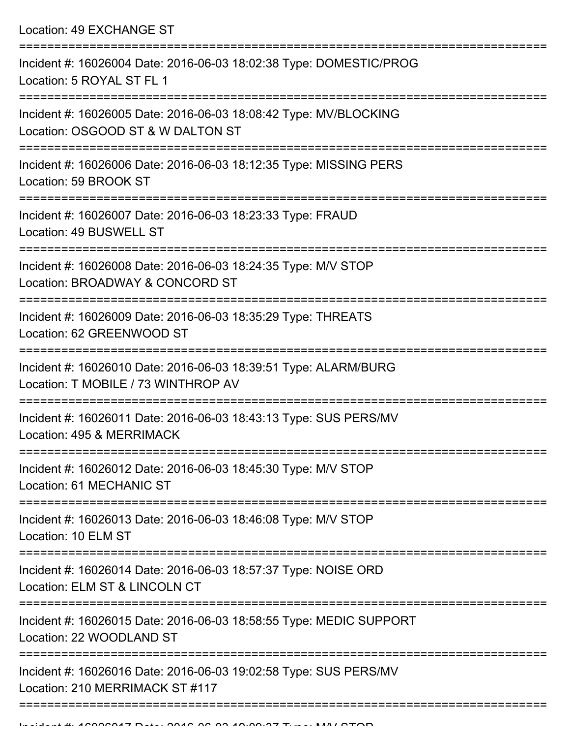Location: 49 EXCHANGE ST

===========================================================================

Incident #: 16026004 Date: 2016-06-03 18:02:38 Type: DOMESTIC/PROG
Location: 5 ROYAL ST FL 1

===========================================================================

Incident #: 16026005 Date: 2016-06-03 18:08:42 Type: MV/BLOCKING
Location: OSGOOD ST & W DALTON ST

===========================================================================

Incident #: 16026006 Date: 2016-06-03 18:12:35 Type: MISSING PERS
Location: 59 BROOK ST

===========================================================================

Incident #: 16026007 Date: 2016-06-03 18:23:33 Type: FRAUD
Location: 49 BUSWELL ST

===========================================================================

Incident #: 16026008 Date: 2016-06-03 18:24:35 Type: M/V STOP
Location: BROADWAY & CONCORD ST

===========================================================================

Incident #: 16026009 Date: 2016-06-03 18:35:29 Type: THREATS
Location: 62 GREENWOOD ST

===========================================================================

Incident #: 16026010 Date: 2016-06-03 18:39:51 Type: ALARM/BURG
Location: T MOBILE / 73 WINTHROP AV

===========================================================================

Incident #: 16026011 Date: 2016-06-03 18:43:13 Type: SUS PERS/MV
Location: 495 & MERRIMACK

===========================================================================

Incident #: 16026012 Date: 2016-06-03 18:45:30 Type: M/V STOP
Location: 61 MECHANIC ST

===========================================================================

Incident #: 16026013 Date: 2016-06-03 18:46:08 Type: M/V STOP
Location: 10 ELM ST

===========================================================================

Incident #: 16026014 Date: 2016-06-03 18:57:37 Type: NOISE ORD
Location: ELM ST & LINCOLN CT

===========================================================================

Incident #: 16026015 Date: 2016-06-03 18:58:55 Type: MEDIC SUPPORT
Location: 22 WOODLAND ST

===========================================================================

Incident #: 16026016 Date: 2016-06-03 19:02:58 Type: SUS PERS/MV
Location: 210 MERRIMACK ST #117

===========================================================================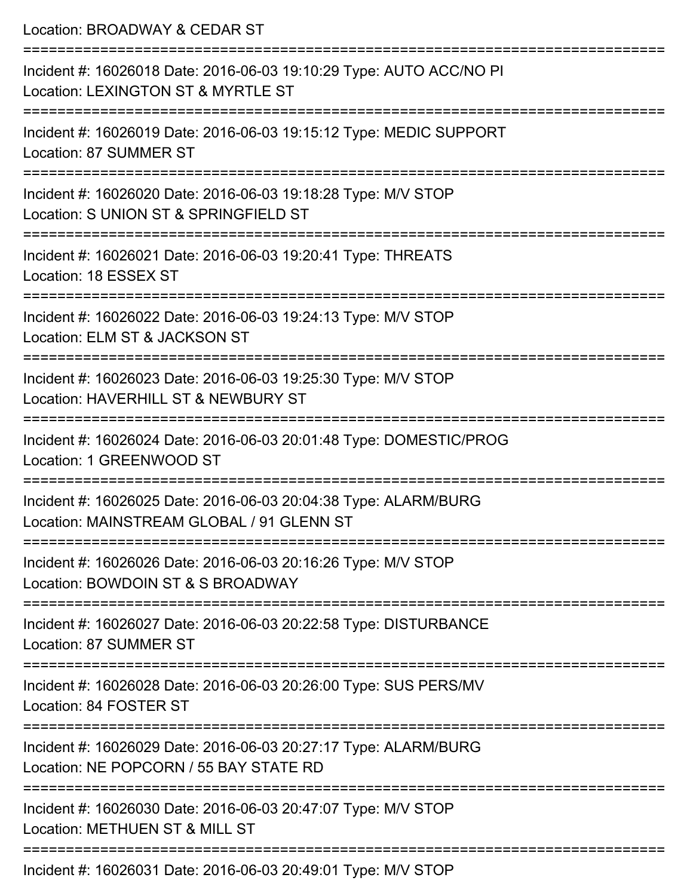Location: BROADWAY & CEDAR ST

===========================================================================

Incident #: 16026018 Date: 2016-06-03 19:10:29 Type: AUTO ACC/NO PI
Location: LEXINGTON ST & MYRTLE ST

===========================================================================

Incident #: 16026019 Date: 2016-06-03 19:15:12 Type: MEDIC SUPPORT
Location: 87 SUMMER ST

===========================================================================

Incident #: 16026020 Date: 2016-06-03 19:18:28 Type: M/V STOP
Location: S UNION ST & SPRINGFIELD ST

===========================================================================

Incident #: 16026021 Date: 2016-06-03 19:20:41 Type: THREATS
Location: 18 ESSEX ST

===========================================================================

Incident #: 16026022 Date: 2016-06-03 19:24:13 Type: M/V STOP
Location: ELM ST & JACKSON ST

===========================================================================

Incident #: 16026023 Date: 2016-06-03 19:25:30 Type: M/V STOP
Location: HAVERHILL ST & NEWBURY ST

===========================================================================

Incident #: 16026024 Date: 2016-06-03 20:01:48 Type: DOMESTIC/PROG
Location: 1 GREENWOOD ST

===========================================================================

Incident #: 16026025 Date: 2016-06-03 20:04:38 Type: ALARM/BURG
Location: MAINSTREAM GLOBAL / 91 GLENN ST

===========================================================================

Incident #: 16026026 Date: 2016-06-03 20:16:26 Type: M/V STOP
Location: BOWDOIN ST & S BROADWAY

===========================================================================

Incident #: 16026027 Date: 2016-06-03 20:22:58 Type: DISTURBANCE
Location: 87 SUMMER ST

===========================================================================

Incident #: 16026028 Date: 2016-06-03 20:26:00 Type: SUS PERS/MV
Location: 84 FOSTER ST

===========================================================================

Incident #: 16026029 Date: 2016-06-03 20:27:17 Type: ALARM/BURG
Location: NE POPCORN / 55 BAY STATE RD

===========================================================================

Incident #: 16026030 Date: 2016-06-03 20:47:07 Type: M/V STOP
Location: METHUEN ST & MILL ST

===========================================================================

Incident #: 16026031 Date: 2016-06-03 20:49:01 Type: M/V STOP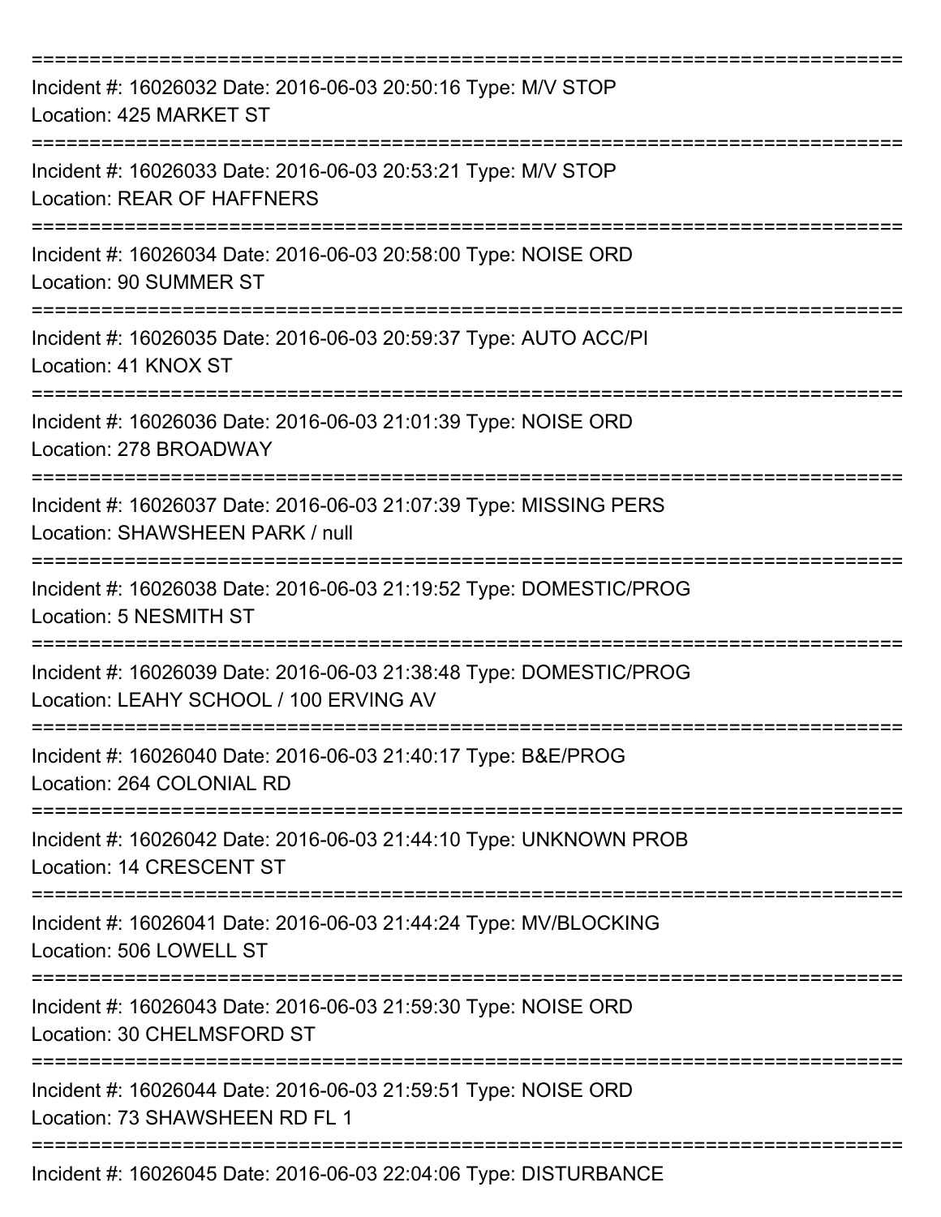===========================================================================

Incident #: 16026032 Date: 2016-06-03 20:50:16 Type: M/V STOP
Location: 425 MARKET ST

===========================================================================

Incident #: 16026033 Date: 2016-06-03 20:53:21 Type: M/V STOP
Location: REAR OF HAFFNERS

===========================================================================

Incident #: 16026034 Date: 2016-06-03 20:58:00 Type: NOISE ORD
Location: 90 SUMMER ST

===========================================================================

Incident #: 16026035 Date: 2016-06-03 20:59:37 Type: AUTO ACC/PI
Location: 41 KNOX ST

===========================================================================

Incident #: 16026036 Date: 2016-06-03 21:01:39 Type: NOISE ORD
Location: 278 BROADWAY

===========================================================================

Incident #: 16026037 Date: 2016-06-03 21:07:39 Type: MISSING PERS
Location: SHAWSHEEN PARK / null

===========================================================================

Incident #: 16026038 Date: 2016-06-03 21:19:52 Type: DOMESTIC/PROG
Location: 5 NESMITH ST

===========================================================================

Incident #: 16026039 Date: 2016-06-03 21:38:48 Type: DOMESTIC/PROG
Location: LEAHY SCHOOL / 100 ERVING AV

===========================================================================

Incident #: 16026040 Date: 2016-06-03 21:40:17 Type: B&E/PROG
Location: 264 COLONIAL RD

===========================================================================

Incident #: 16026042 Date: 2016-06-03 21:44:10 Type: UNKNOWN PROB
Location: 14 CRESCENT ST

===========================================================================

Incident #: 16026041 Date: 2016-06-03 21:44:24 Type: MV/BLOCKING
Location: 506 LOWELL ST

===========================================================================

Incident #: 16026043 Date: 2016-06-03 21:59:30 Type: NOISE ORD
Location: 30 CHELMSFORD ST

===========================================================================

Incident #: 16026044 Date: 2016-06-03 21:59:51 Type: NOISE ORD
Location: 73 SHAWSHEEN RD FL 1

===========================================================================

Incident #: 16026045 Date: 2016-06-03 22:04:06 Type: DISTURBANCE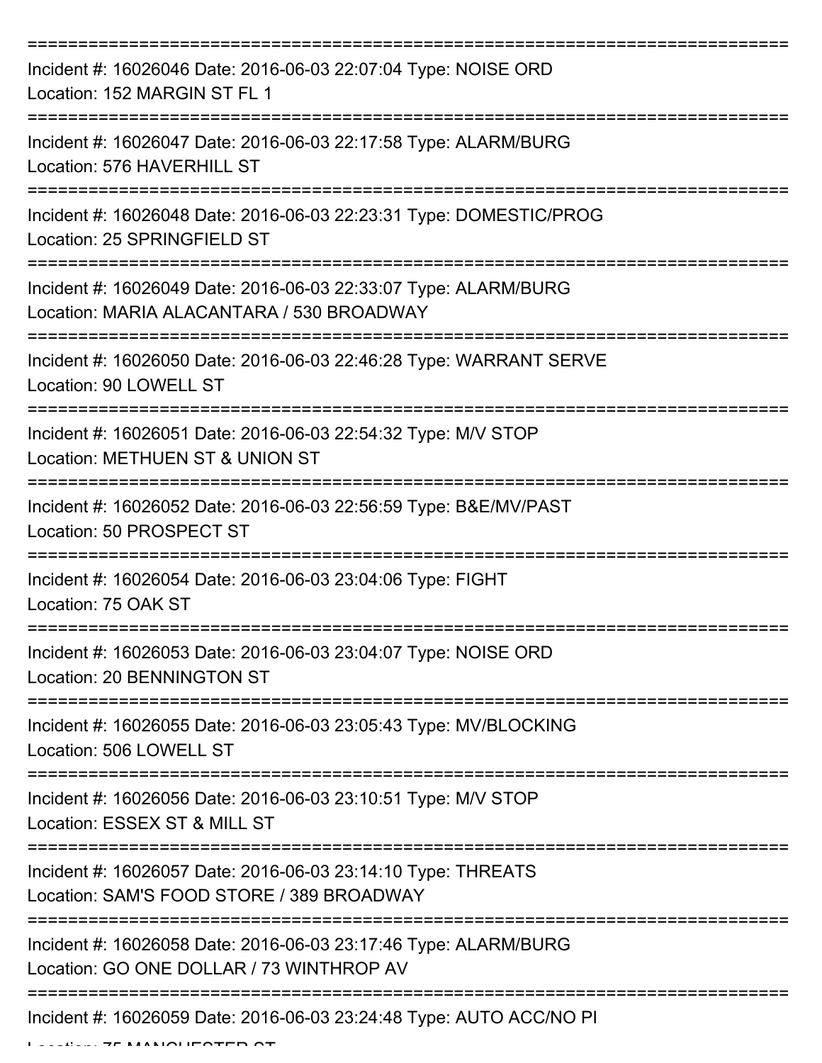===========================================================================

Incident #: 16026046 Date: 2016-06-03 22:07:04 Type: NOISE ORD
Location: 152 MARGIN ST FL 1

===========================================================================

Incident #: 16026047 Date: 2016-06-03 22:17:58 Type: ALARM/BURG
Location: 576 HAVERHILL ST

===========================================================================

Incident #: 16026048 Date: 2016-06-03 22:23:31 Type: DOMESTIC/PROG
Location: 25 SPRINGFIELD ST

===========================================================================

Incident #: 16026049 Date: 2016-06-03 22:33:07 Type: ALARM/BURG
Location: MARIA ALACANTARA / 530 BROADWAY

===========================================================================

Incident #: 16026050 Date: 2016-06-03 22:46:28 Type: WARRANT SERVE
Location: 90 LOWELL ST

===========================================================================

Incident #: 16026051 Date: 2016-06-03 22:54:32 Type: M/V STOP
Location: METHUEN ST & UNION ST

===========================================================================

Incident #: 16026052 Date: 2016-06-03 22:56:59 Type: B&E/MV/PAST
Location: 50 PROSPECT ST

===========================================================================

Incident #: 16026054 Date: 2016-06-03 23:04:06 Type: FIGHT
Location: 75 OAK ST

===========================================================================

Incident #: 16026053 Date: 2016-06-03 23:04:07 Type: NOISE ORD
Location: 20 BENNINGTON ST

===========================================================================

Incident #: 16026055 Date: 2016-06-03 23:05:43 Type: MV/BLOCKING
Location: 506 LOWELL ST

===========================================================================

Incident #: 16026056 Date: 2016-06-03 23:10:51 Type: M/V STOP
Location: ESSEX ST & MILL ST

===========================================================================

Incident #: 16026057 Date: 2016-06-03 23:14:10 Type: THREATS
Location: SAM'S FOOD STORE / 389 BROADWAY

===========================================================================

Incident #: 16026058 Date: 2016-06-03 23:17:46 Type: ALARM/BURG
Location: GO ONE DOLLAR / 73 WINTHROP AV

===========================================================================

Incident #: 16026059 Date: 2016-06-03 23:24:48 Type: AUTO ACC/NO PI
Location: 75 MANCHESTER ST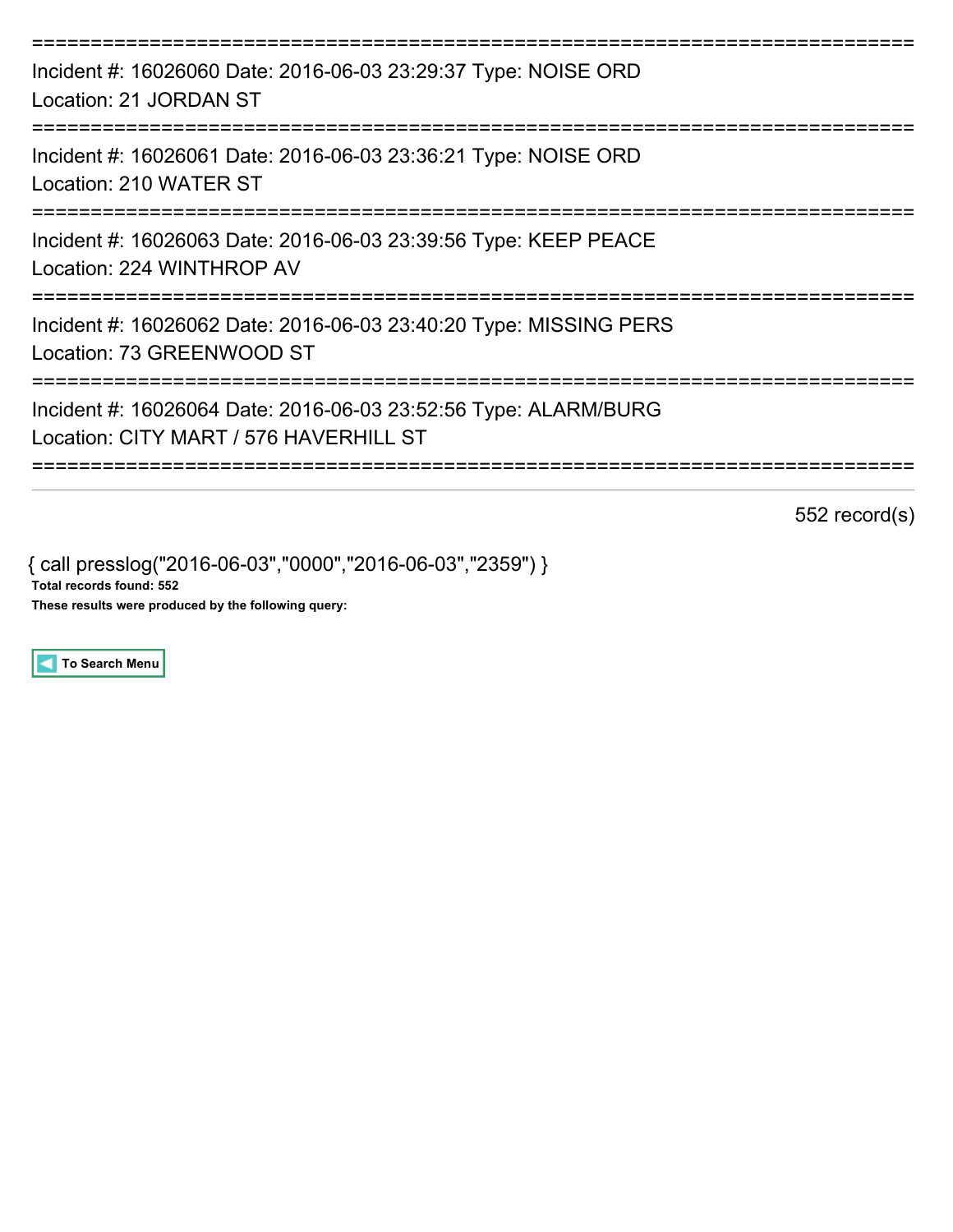===========================================================================

Incident #: 16026060 Date: 2016-06-03 23:29:37 Type: NOISE ORD
Location: 21 JORDAN ST

===========================================================================

Incident #: 16026061 Date: 2016-06-03 23:36:21 Type: NOISE ORD
Location: 210 WATER ST

===========================================================================

Incident #: 16026063 Date: 2016-06-03 23:39:56 Type: KEEP PEACE
Location: 224 WINTHROP AV

===========================================================================

Incident #: 16026062 Date: 2016-06-03 23:40:20 Type: MISSING PERS
Location: 73 GREENWOOD ST

===========================================================================

Incident #: 16026064 Date: 2016-06-03 23:52:56 Type: ALARM/BURG
Location: CITY MART / 576 HAVERHILL ST

===========================================================================

552 record(s)

{ call presslog("2016-06-03","0000","2016-06-03","2359") }

**Total records found: 552**

**These results were produced by the following query:**

To Search Menu